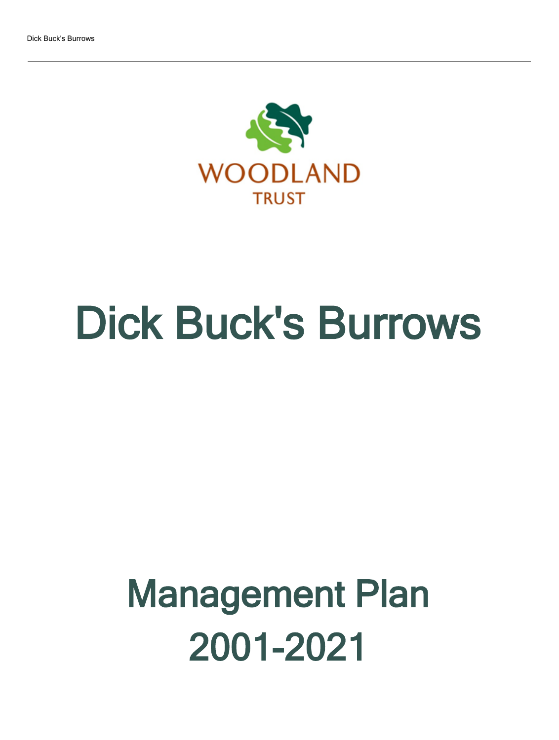WOODLAND TRUST

# Dick Buck's Burrows

# Management Plan 2001-2021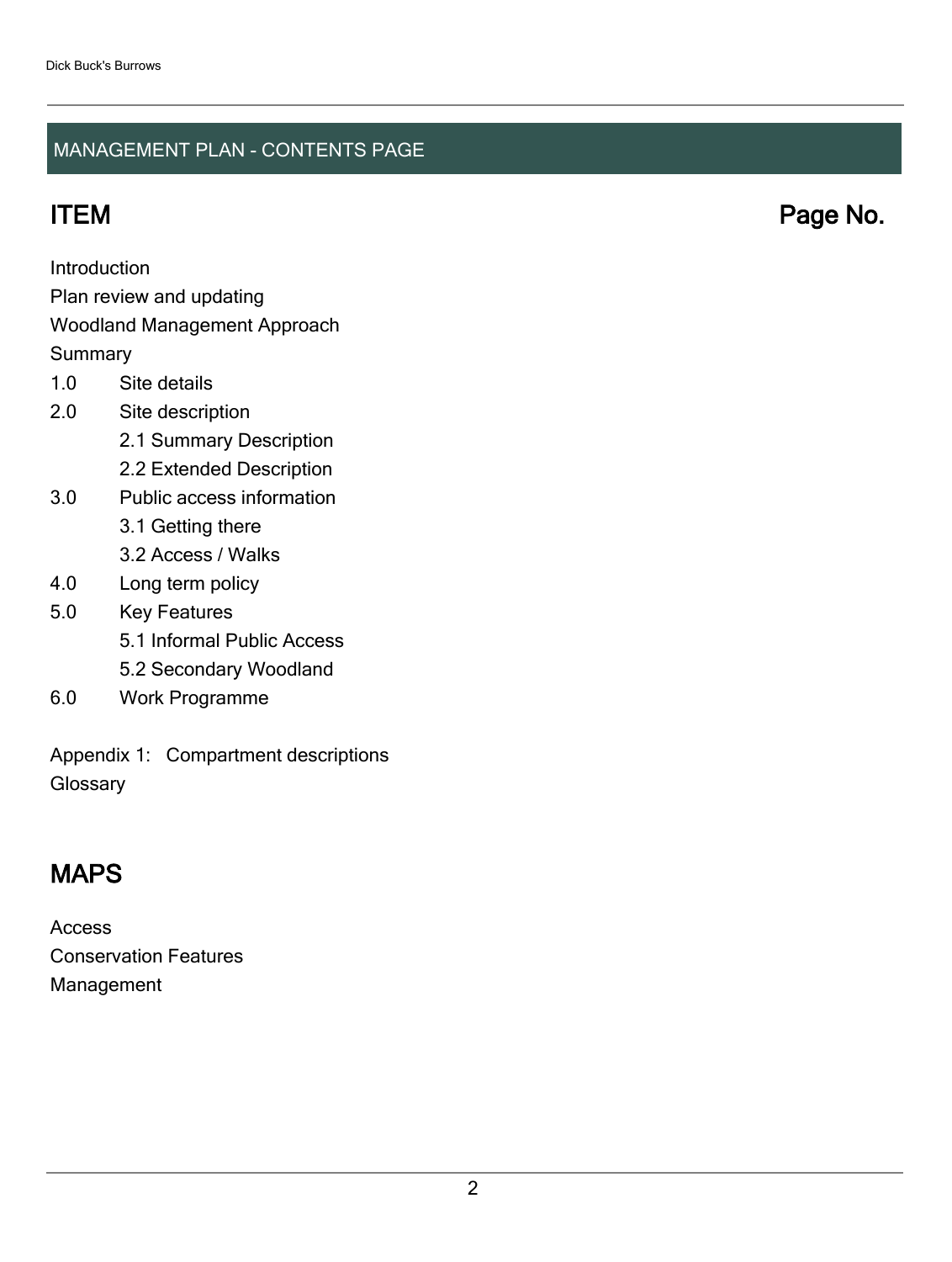## MANAGEMENT PLAN - CONTENTS PAGE

| ITEM | Page No. |
|---|---|
| Introduction | |
| Plan review and updating | |
| Woodland Management Approach | |
| Summary | |
| 1.0 Site details | |
| 2.0 Site description | |
| 2.1 Summary Description | |
| 2.2 Extended Description | |
| 3.0 Public access information | |
| 3.1 Getting there | |
| 3.2 Access / Walks | |
| 4.0 Long term policy | |
| 5.0 Key Features | |
| 5.1 Informal Public Access | |
| 5.2 Secondary Woodland | |
| 6.0 Work Programme | |
| Appendix 1: Compartment descriptions | |
| Glossary | |

## MAPS

Access
Conservation Features
Management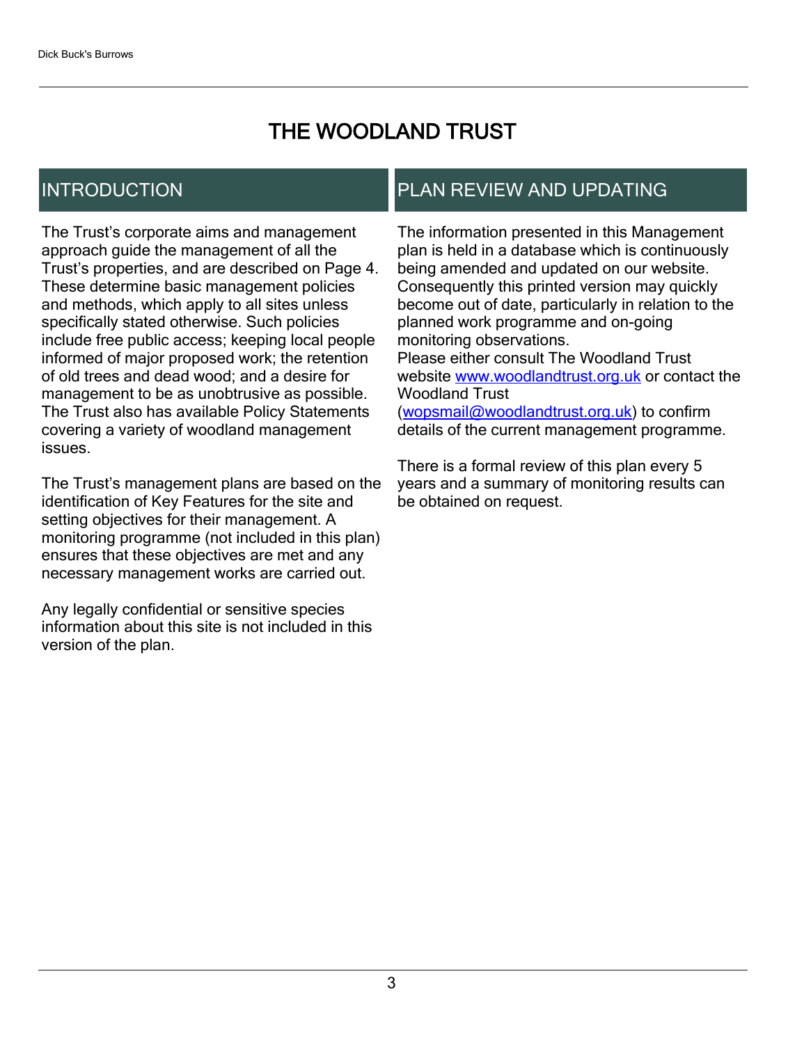# THE WOODLAND TRUST

## INTRODUCTION

The Trust's corporate aims and management approach guide the management of all the Trust's properties, and are described on Page 4. These determine basic management policies and methods, which apply to all sites unless specifically stated otherwise. Such policies include free public access; keeping local people informed of major proposed work; the retention of old trees and dead wood; and a desire for management to be as unobtrusive as possible. The Trust also has available Policy Statements covering a variety of woodland management issues.

The Trust's management plans are based on the identification of Key Features for the site and setting objectives for their management. A monitoring programme (not included in this plan) ensures that these objectives are met and any necessary management works are carried out.

Any legally confidential or sensitive species information about this site is not included in this version of the plan.

## PLAN REVIEW AND UPDATING

The information presented in this Management plan is held in a database which is continuously being amended and updated on our website. Consequently this printed version may quickly become out of date, particularly in relation to the planned work programme and on-going monitoring observations.
Please either consult The Woodland Trust website www.woodlandtrust.org.uk or contact the Woodland Trust (wopsmail@woodlandtrust.org.uk) to confirm details of the current management programme.

There is a formal review of this plan every 5 years and a summary of monitoring results can be obtained on request.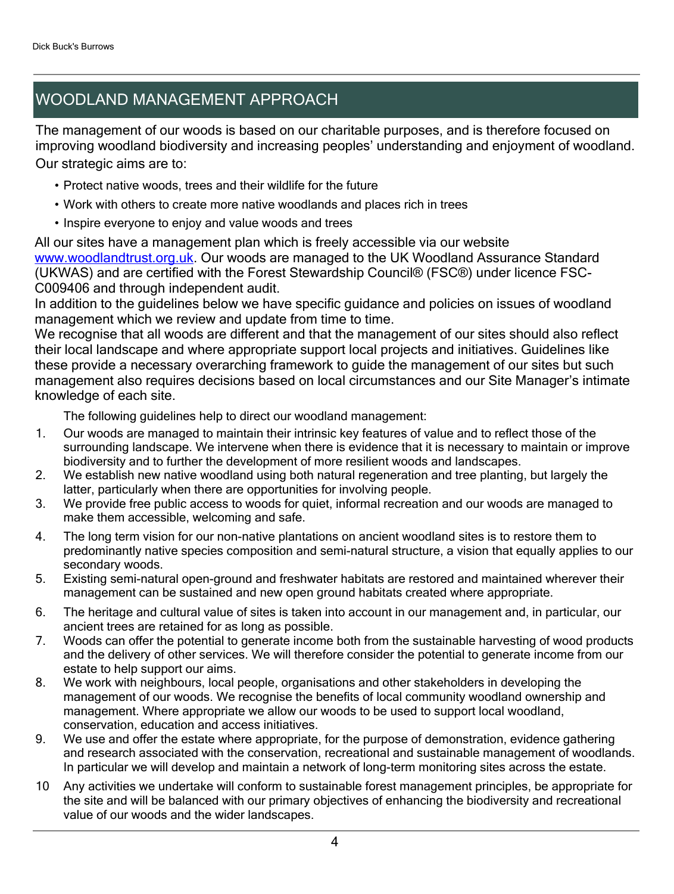## WOODLAND MANAGEMENT APPROACH

The management of our woods is based on our charitable purposes, and is therefore focused on improving woodland biodiversity and increasing peoples' understanding and enjoyment of woodland. Our strategic aims are to:

- Protect native woods, trees and their wildlife for the future
- Work with others to create more native woodlands and places rich in trees
- Inspire everyone to enjoy and value woods and trees

All our sites have a management plan which is freely accessible via our website [www.woodlandtrust.org.uk](http://www.woodlandtrust.org.uk). Our woods are managed to the UK Woodland Assurance Standard (UKWAS) and are certified with the Forest Stewardship Council® (FSC®) under licence FSC-C009406 and through independent audit.

In addition to the guidelines below we have specific guidance and policies on issues of woodland management which we review and update from time to time.

We recognise that all woods are different and that the management of our sites should also reflect their local landscape and where appropriate support local projects and initiatives. Guidelines like these provide a necessary overarching framework to guide the management of our sites but such management also requires decisions based on local circumstances and our Site Manager's intimate knowledge of each site.

The following guidelines help to direct our woodland management:

1. Our woods are managed to maintain their intrinsic key features of value and to reflect those of the surrounding landscape. We intervene when there is evidence that it is necessary to maintain or improve biodiversity and to further the development of more resilient woods and landscapes.
2. We establish new native woodland using both natural regeneration and tree planting, but largely the latter, particularly when there are opportunities for involving people.
3. We provide free public access to woods for quiet, informal recreation and our woods are managed to make them accessible, welcoming and safe.
4. The long term vision for our non-native plantations on ancient woodland sites is to restore them to predominantly native species composition and semi-natural structure, a vision that equally applies to our secondary woods.
5. Existing semi-natural open-ground and freshwater habitats are restored and maintained wherever their management can be sustained and new open ground habitats created where appropriate.
6. The heritage and cultural value of sites is taken into account in our management and, in particular, our ancient trees are retained for as long as possible.
7. Woods can offer the potential to generate income both from the sustainable harvesting of wood products and the delivery of other services. We will therefore consider the potential to generate income from our estate to help support our aims.
8. We work with neighbours, local people, organisations and other stakeholders in developing the management of our woods. We recognise the benefits of local community woodland ownership and management. Where appropriate we allow our woods to be used to support local woodland, conservation, education and access initiatives.
9. We use and offer the estate where appropriate, for the purpose of demonstration, evidence gathering and research associated with the conservation, recreational and sustainable management of woodlands. In particular we will develop and maintain a network of long-term monitoring sites across the estate.
10. Any activities we undertake will conform to sustainable forest management principles, be appropriate for the site and will be balanced with our primary objectives of enhancing the biodiversity and recreational value of our woods and the wider landscapes.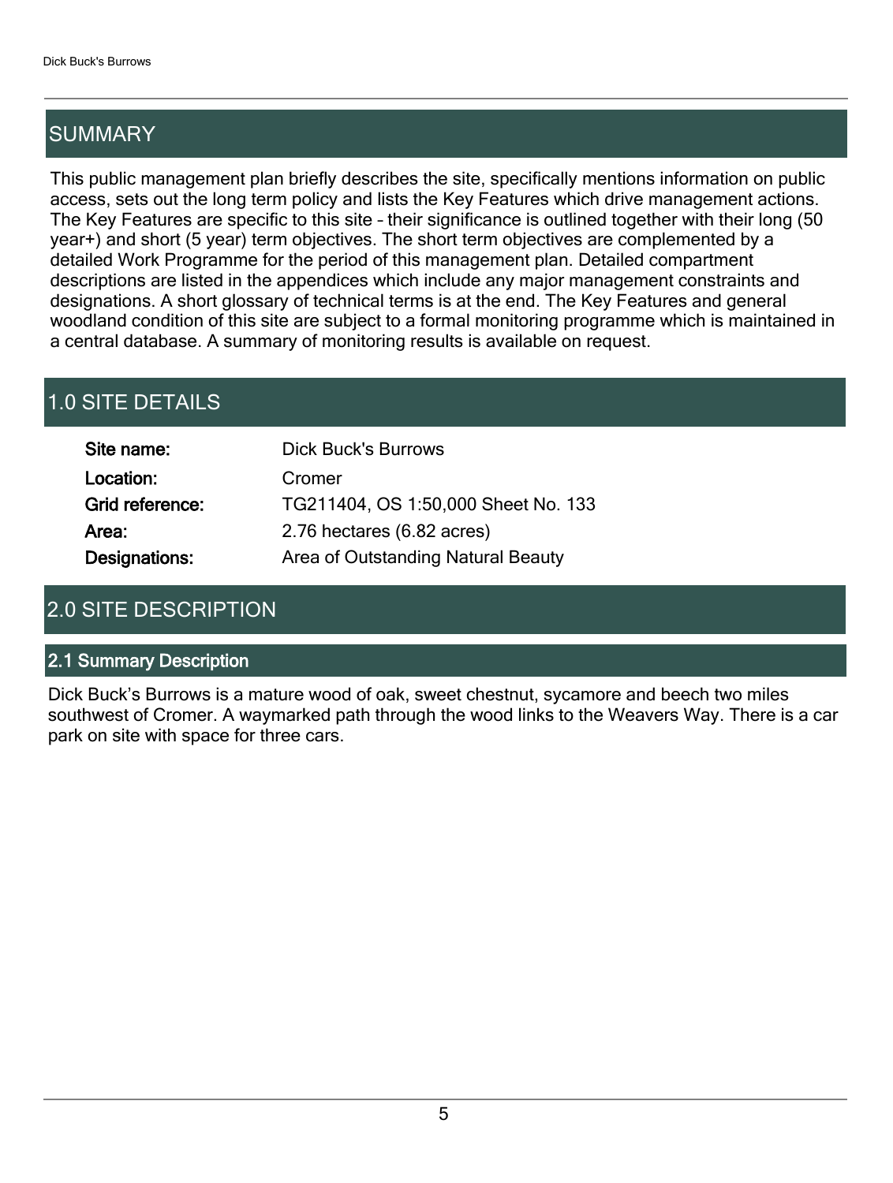## SUMMARY

This public management plan briefly describes the site, specifically mentions information on public access, sets out the long term policy and lists the Key Features which drive management actions. The Key Features are specific to this site – their significance is outlined together with their long (50 year+) and short (5 year) term objectives. The short term objectives are complemented by a detailed Work Programme for the period of this management plan. Detailed compartment descriptions are listed in the appendices which include any major management constraints and designations. A short glossary of technical terms is at the end. The Key Features and general woodland condition of this site are subject to a formal monitoring programme which is maintained in a central database. A summary of monitoring results is available on request.

## 1.0 SITE DETAILS

| | |
|---|---|
| **Site name:** | Dick Buck's Burrows |
| **Location:** | Cromer |
| **Grid reference:** | TG211404, OS 1:50,000 Sheet No. 133 |
| **Area:** | 2.76 hectares (6.82 acres) |
| **Designations:** | Area of Outstanding Natural Beauty |

## 2.0 SITE DESCRIPTION

### 2.1 Summary Description

Dick Buck's Burrows is a mature wood of oak, sweet chestnut, sycamore and beech two miles southwest of Cromer. A waymarked path through the wood links to the Weavers Way. There is a car park on site with space for three cars.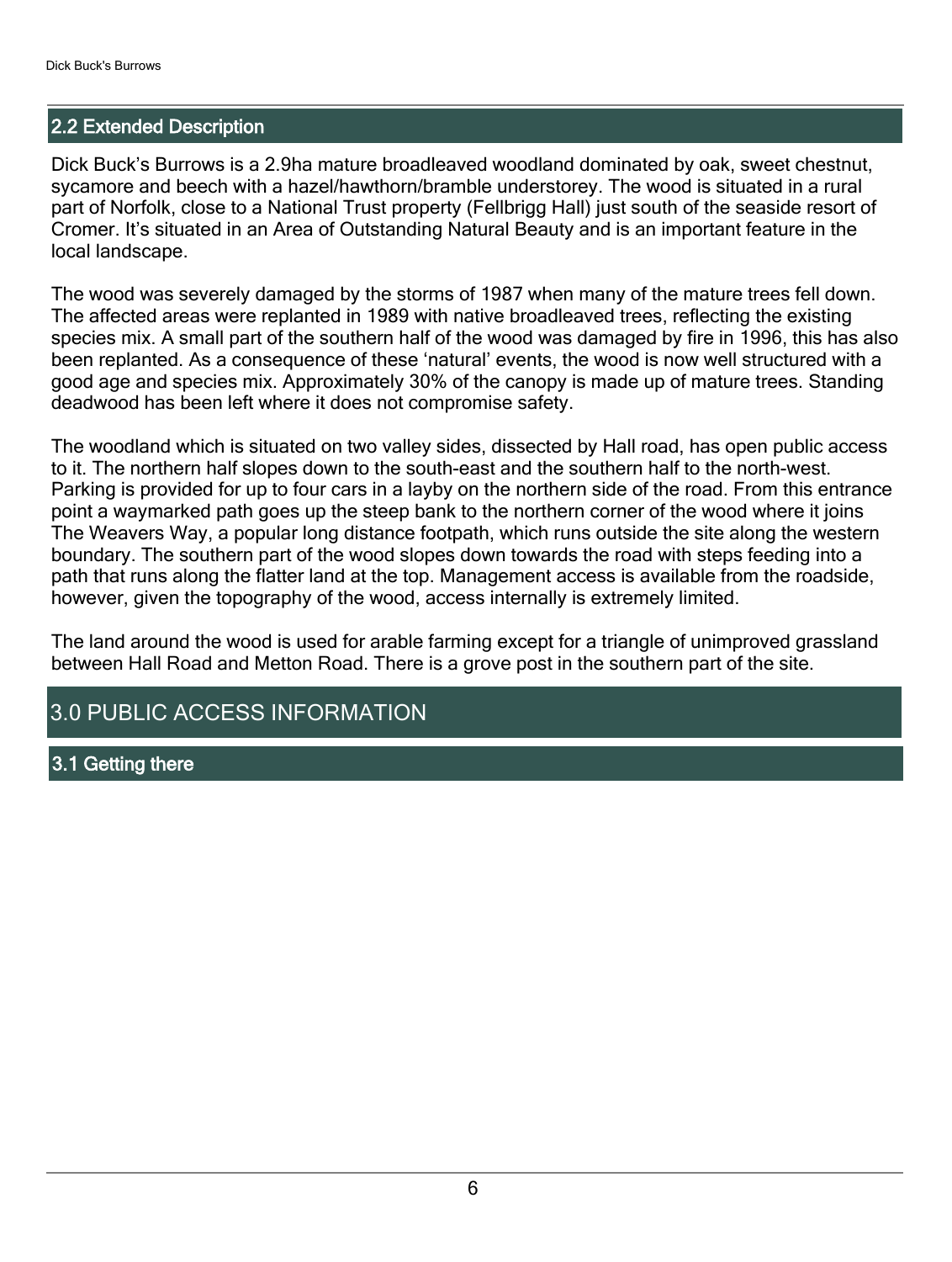## 2.2 Extended Description

Dick Buck's Burrows is a 2.9ha mature broadleaved woodland dominated by oak, sweet chestnut, sycamore and beech with a hazel/hawthorn/bramble understorey. The wood is situated in a rural part of Norfolk, close to a National Trust property (Fellbrigg Hall) just south of the seaside resort of Cromer. It's situated in an Area of Outstanding Natural Beauty and is an important feature in the local landscape.

The wood was severely damaged by the storms of 1987 when many of the mature trees fell down. The affected areas were replanted in 1989 with native broadleaved trees, reflecting the existing species mix. A small part of the southern half of the wood was damaged by fire in 1996, this has also been replanted. As a consequence of these 'natural' events, the wood is now well structured with a good age and species mix. Approximately 30% of the canopy is made up of mature trees. Standing deadwood has been left where it does not compromise safety.

The woodland which is situated on two valley sides, dissected by Hall road, has open public access to it. The northern half slopes down to the south-east and the southern half to the north-west. Parking is provided for up to four cars in a layby on the northern side of the road. From this entrance point a waymarked path goes up the steep bank to the northern corner of the wood where it joins The Weavers Way, a popular long distance footpath, which runs outside the site along the western boundary. The southern part of the wood slopes down towards the road with steps feeding into a path that runs along the flatter land at the top. Management access is available from the roadside, however, given the topography of the wood, access internally is extremely limited.

The land around the wood is used for arable farming except for a triangle of unimproved grassland between Hall Road and Metton Road. There is a grove post in the southern part of the site.

# 3.0 PUBLIC ACCESS INFORMATION

## 3.1 Getting there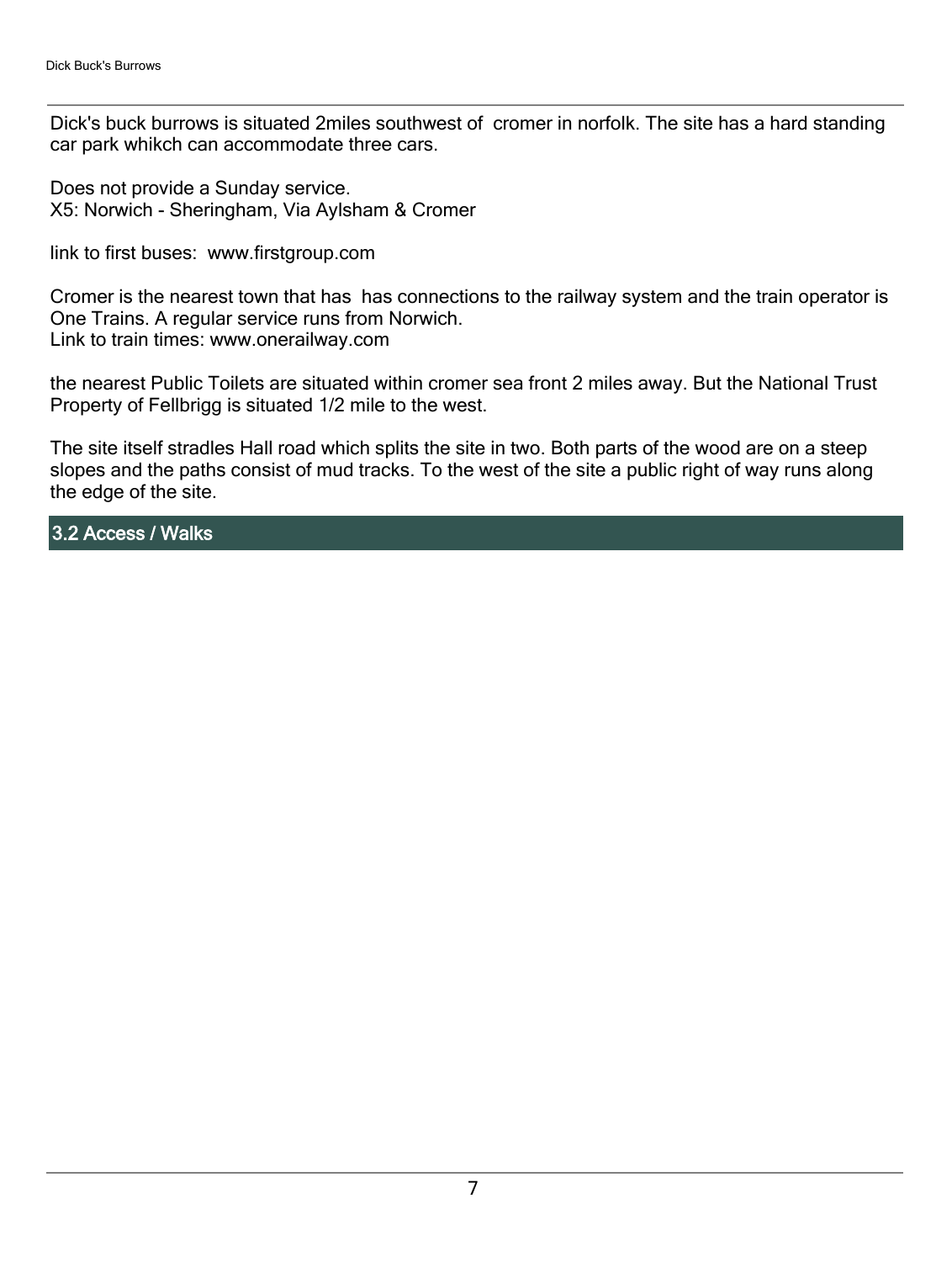Dick's buck burrows is situated 2miles southwest of  cromer in norfolk. The site has a hard standing car park whikch can accommodate three cars.

Does not provide a Sunday service.
X5: Norwich - Sheringham, Via Aylsham & Cromer

link to first buses:  www.firstgroup.com

Cromer is the nearest town that has  has connections to the railway system and the train operator is One Trains. A regular service runs from Norwich.
Link to train times: www.onerailway.com

the nearest Public Toilets are situated within cromer sea front 2 miles away. But the National Trust Property of Fellbrigg is situated 1/2 mile to the west.

The site itself stradles Hall road which splits the site in two. Both parts of the wood are on a steep slopes and the paths consist of mud tracks. To the west of the site a public right of way runs along the edge of the site.

## 3.2 Access / Walks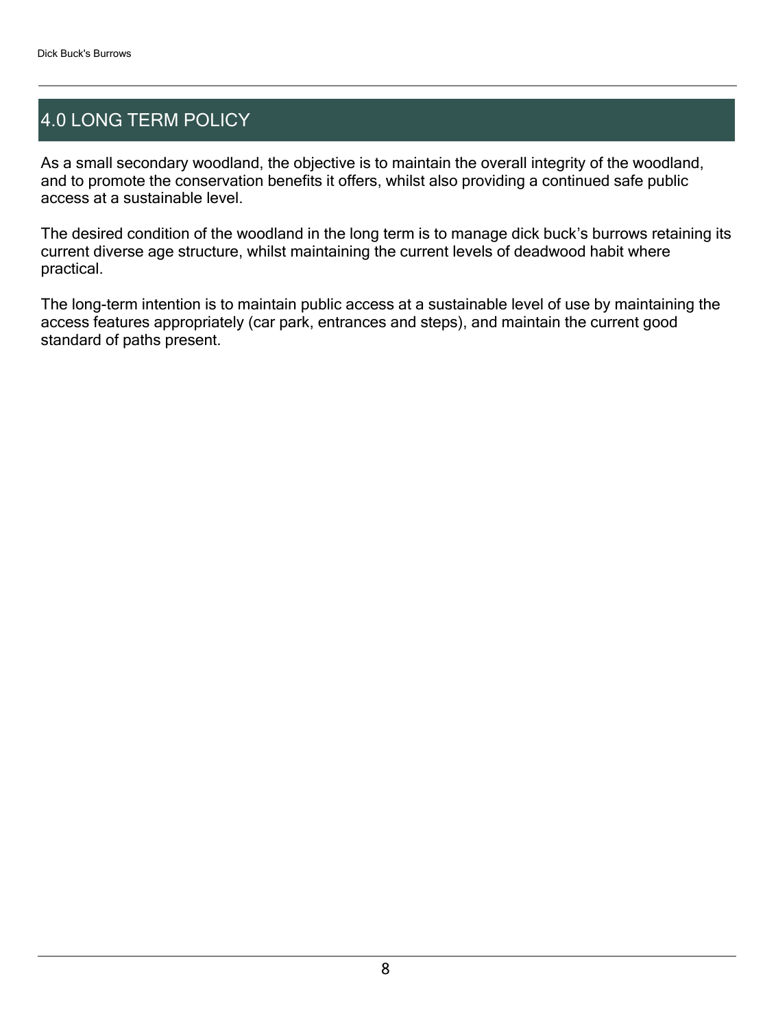## 4.0 LONG TERM POLICY

As a small secondary woodland, the objective is to maintain the overall integrity of the woodland, and to promote the conservation benefits it offers, whilst also providing a continued safe public access at a sustainable level.

The desired condition of the woodland in the long term is to manage dick buck's burrows retaining its current diverse age structure, whilst maintaining the current levels of deadwood habit where practical.

The long-term intention is to maintain public access at a sustainable level of use by maintaining the access features appropriately (car park, entrances and steps), and maintain the current good standard of paths present.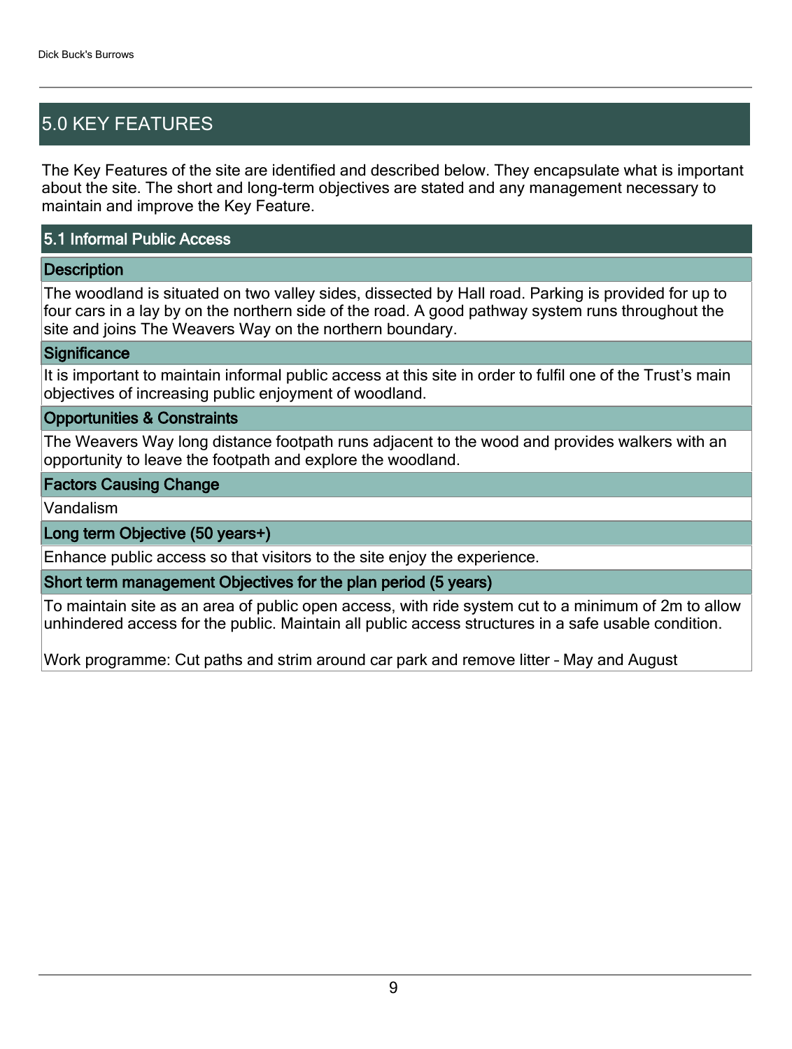# 5.0 KEY FEATURES

The Key Features of the site are identified and described below. They encapsulate what is important about the site. The short and long-term objectives are stated and any management necessary to maintain and improve the Key Feature.

## 5.1 Informal Public Access

### Description

The woodland is situated on two valley sides, dissected by Hall road. Parking is provided for up to four cars in a lay by on the northern side of the road. A good pathway system runs throughout the site and joins The Weavers Way on the northern boundary.

### Significance

It is important to maintain informal public access at this site in order to fulfil one of the Trust's main objectives of increasing public enjoyment of woodland.

### Opportunities & Constraints

The Weavers Way long distance footpath runs adjacent to the wood and provides walkers with an opportunity to leave the footpath and explore the woodland.

### Factors Causing Change

Vandalism

### Long term Objective (50 years+)

Enhance public access so that visitors to the site enjoy the experience.

### Short term management Objectives for the plan period (5 years)

To maintain site as an area of public open access, with ride system cut to a minimum of 2m to allow unhindered access for the public. Maintain all public access structures in a safe usable condition.

Work programme: Cut paths and strim around car park and remove litter – May and August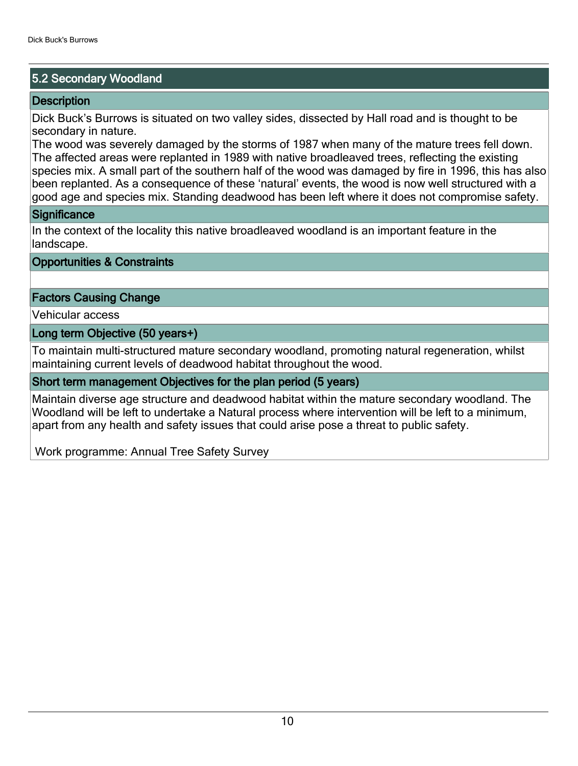## 5.2 Secondary Woodland

### Description

Dick Buck's Burrows is situated on two valley sides, dissected by Hall road and is thought to be secondary in nature.
The wood was severely damaged by the storms of 1987 when many of the mature trees fell down. The affected areas were replanted in 1989 with native broadleaved trees, reflecting the existing species mix. A small part of the southern half of the wood was damaged by fire in 1996, this has also been replanted. As a consequence of these 'natural' events, the wood is now well structured with a good age and species mix. Standing deadwood has been left where it does not compromise safety.

### Significance

In the context of the locality this native broadleaved woodland is an important feature in the landscape.

### Opportunities & Constraints

### Factors Causing Change

Vehicular access

### Long term Objective (50 years+)

To maintain multi-structured mature secondary woodland, promoting natural regeneration, whilst maintaining current levels of deadwood habitat throughout the wood.

### Short term management Objectives for the plan period (5 years)

Maintain diverse age structure and deadwood habitat within the mature secondary woodland. The Woodland will be left to undertake a Natural process where intervention will be left to a minimum, apart from any health and safety issues that could arise pose a threat to public safety.

Work programme: Annual Tree Safety Survey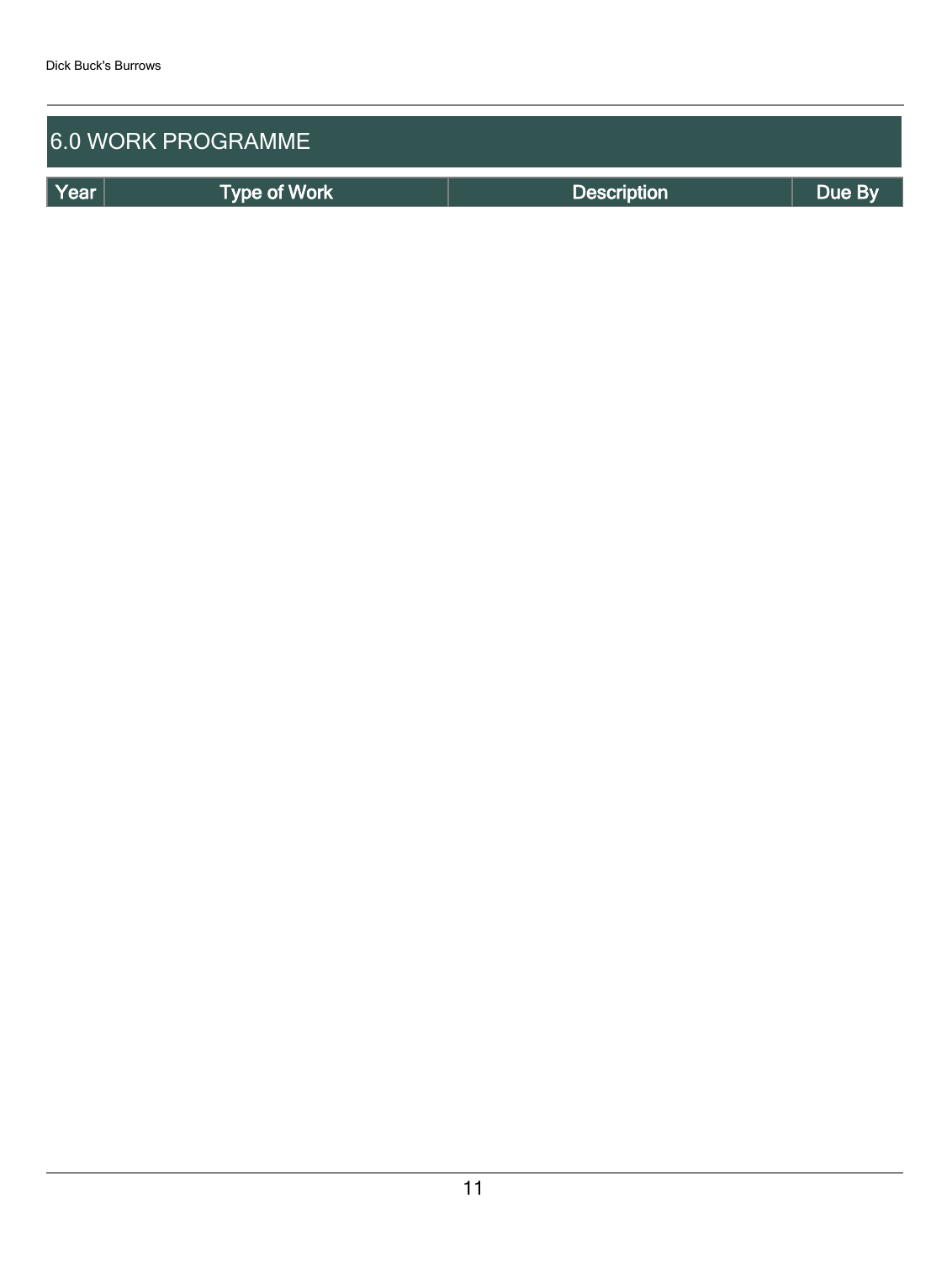## 6.0 WORK PROGRAMME

| Year | Type of Work | Description | Due By |
|---|---|---|---|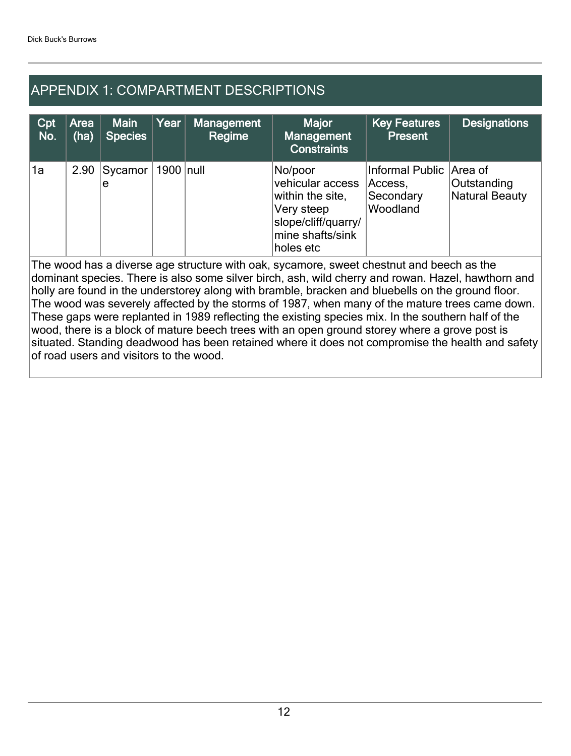## APPENDIX 1: COMPARTMENT DESCRIPTIONS

| Cpt No. | Area (ha) | Main Species | Year | Management Regime | Major Management Constraints | Key Features Present | Designations |
|---|---|---|---|---|---|---|---|
| 1a | 2.90 | Sycamore | 1900 | null | No/poor vehicular access within the site, Very steep slope/cliff/quarry/mine shafts/sink holes etc | Informal Public Access, Secondary Woodland | Area of Outstanding Natural Beauty |

The wood has a diverse age structure with oak, sycamore, sweet chestnut and beech as the dominant species. There is also some silver birch, ash, wild cherry and rowan. Hazel, hawthorn and holly are found in the understorey along with bramble, bracken and bluebells on the ground floor. The wood was severely affected by the storms of 1987, when many of the mature trees came down. These gaps were replanted in 1989 reflecting the existing species mix. In the southern half of the wood, there is a block of mature beech trees with an open ground storey where a grove post is situated. Standing deadwood has been retained where it does not compromise the health and safety of road users and visitors to the wood.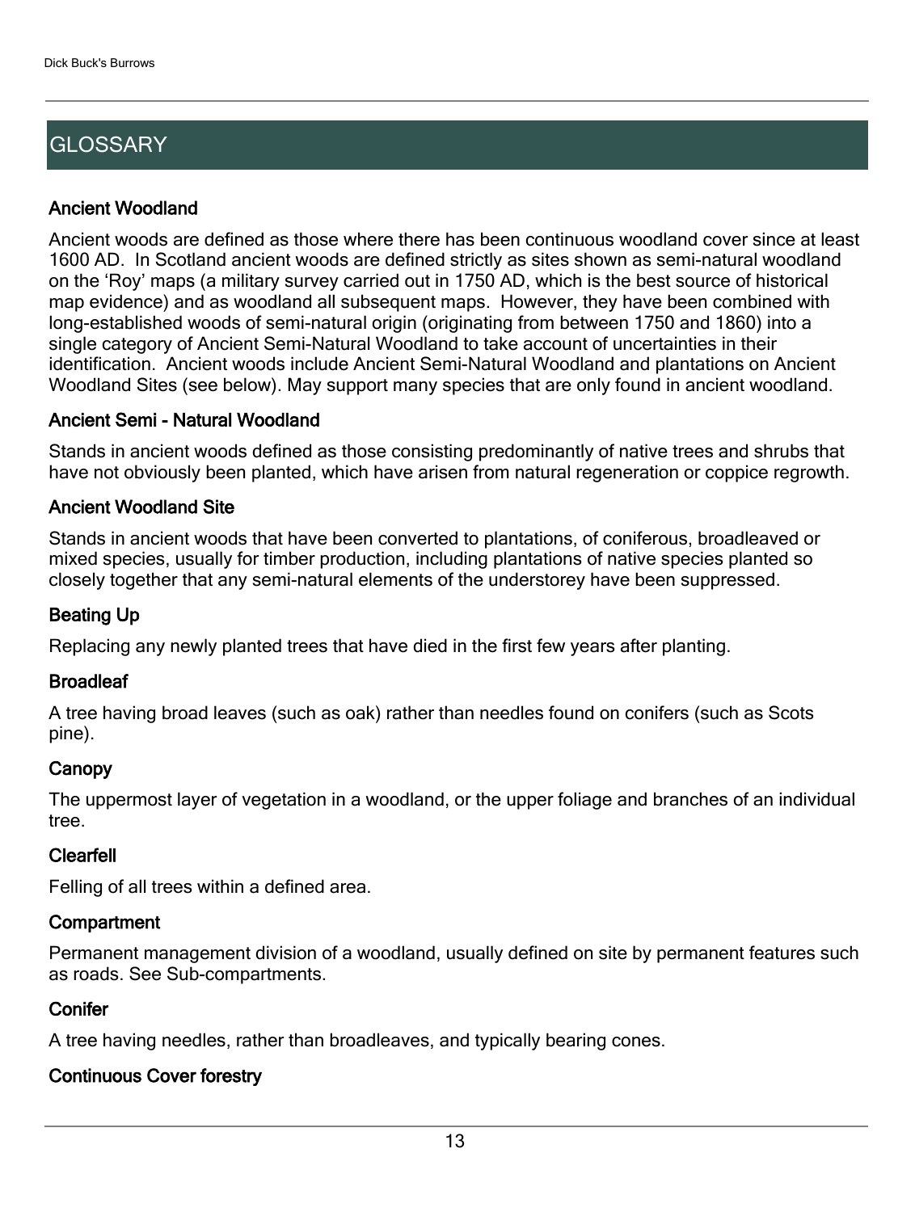## GLOSSARY

### Ancient Woodland

Ancient woods are defined as those where there has been continuous woodland cover since at least 1600 AD. In Scotland ancient woods are defined strictly as sites shown as semi-natural woodland on the 'Roy' maps (a military survey carried out in 1750 AD, which is the best source of historical map evidence) and as woodland all subsequent maps. However, they have been combined with long-established woods of semi-natural origin (originating from between 1750 and 1860) into a single category of Ancient Semi-Natural Woodland to take account of uncertainties in their identification. Ancient woods include Ancient Semi-Natural Woodland and plantations on Ancient Woodland Sites (see below). May support many species that are only found in ancient woodland.

### Ancient Semi - Natural Woodland

Stands in ancient woods defined as those consisting predominantly of native trees and shrubs that have not obviously been planted, which have arisen from natural regeneration or coppice regrowth.

### Ancient Woodland Site

Stands in ancient woods that have been converted to plantations, of coniferous, broadleaved or mixed species, usually for timber production, including plantations of native species planted so closely together that any semi-natural elements of the understorey have been suppressed.

### Beating Up

Replacing any newly planted trees that have died in the first few years after planting.

### Broadleaf

A tree having broad leaves (such as oak) rather than needles found on conifers (such as Scots pine).

### Canopy

The uppermost layer of vegetation in a woodland, or the upper foliage and branches of an individual tree.

### Clearfell

Felling of all trees within a defined area.

### Compartment

Permanent management division of a woodland, usually defined on site by permanent features such as roads. See Sub-compartments.

### Conifer

A tree having needles, rather than broadleaves, and typically bearing cones.

### Continuous Cover forestry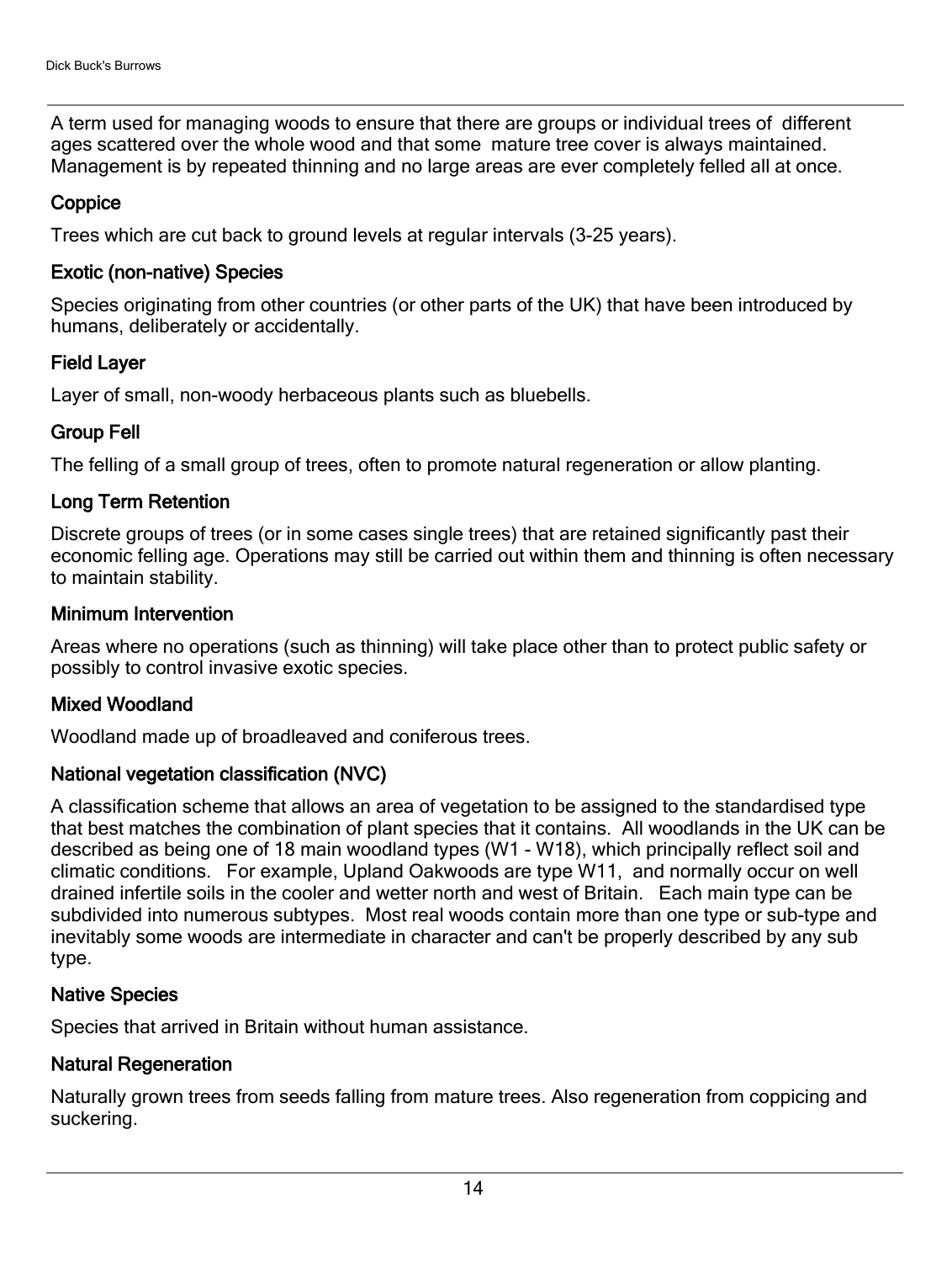A term used for managing woods to ensure that there are groups or individual trees of different ages scattered over the whole wood and that some mature tree cover is always maintained. Management is by repeated thinning and no large areas are ever completely felled all at once.

### Coppice

Trees which are cut back to ground levels at regular intervals (3-25 years).

### Exotic (non-native) Species

Species originating from other countries (or other parts of the UK) that have been introduced by humans, deliberately or accidentally.

### Field Layer

Layer of small, non-woody herbaceous plants such as bluebells.

### Group Fell

The felling of a small group of trees, often to promote natural regeneration or allow planting.

### Long Term Retention

Discrete groups of trees (or in some cases single trees) that are retained significantly past their economic felling age. Operations may still be carried out within them and thinning is often necessary to maintain stability.

### Minimum Intervention

Areas where no operations (such as thinning) will take place other than to protect public safety or possibly to control invasive exotic species.

### Mixed Woodland

Woodland made up of broadleaved and coniferous trees.

### National vegetation classification (NVC)

A classification scheme that allows an area of vegetation to be assigned to the standardised type that best matches the combination of plant species that it contains. All woodlands in the UK can be described as being one of 18 main woodland types (W1 - W18), which principally reflect soil and climatic conditions. For example, Upland Oakwoods are type W11, and normally occur on well drained infertile soils in the cooler and wetter north and west of Britain. Each main type can be subdivided into numerous subtypes. Most real woods contain more than one type or sub-type and inevitably some woods are intermediate in character and can't be properly described by any sub type.

### Native Species

Species that arrived in Britain without human assistance.

### Natural Regeneration

Naturally grown trees from seeds falling from mature trees. Also regeneration from coppicing and suckering.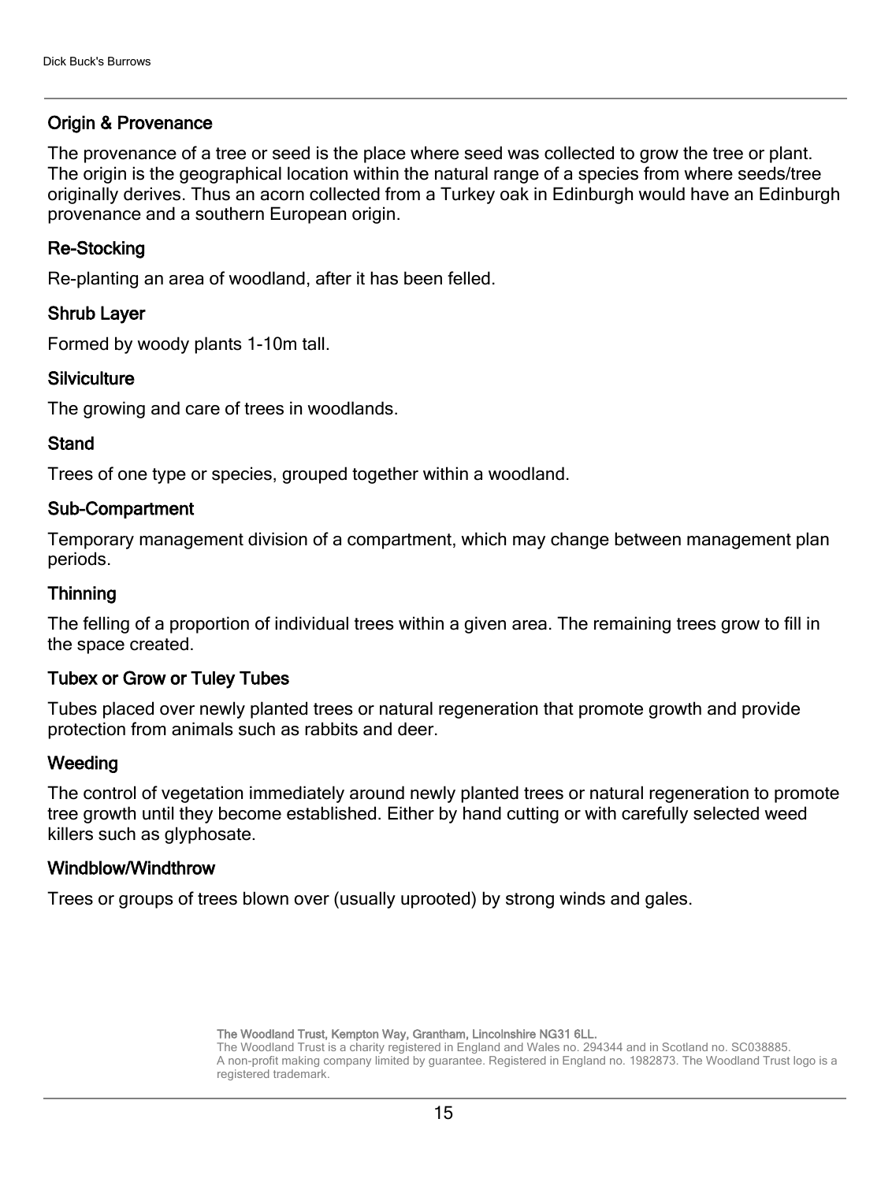### Origin & Provenance

The provenance of a tree or seed is the place where seed was collected to grow the tree or plant. The origin is the geographical location within the natural range of a species from where seeds/tree originally derives. Thus an acorn collected from a Turkey oak in Edinburgh would have an Edinburgh provenance and a southern European origin.

### Re-Stocking

Re-planting an area of woodland, after it has been felled.

### Shrub Layer

Formed by woody plants 1-10m tall.

### Silviculture

The growing and care of trees in woodlands.

### Stand

Trees of one type or species, grouped together within a woodland.

### Sub-Compartment

Temporary management division of a compartment, which may change between management plan periods.

### Thinning

The felling of a proportion of individual trees within a given area. The remaining trees grow to fill in the space created.

### Tubex or Grow or Tuley Tubes

Tubes placed over newly planted trees or natural regeneration that promote growth and provide protection from animals such as rabbits and deer.

### Weeding

The control of vegetation immediately around newly planted trees or natural regeneration to promote tree growth until they become established. Either by hand cutting or with carefully selected weed killers such as glyphosate.

### Windblow/Windthrow

Trees or groups of trees blown over (usually uprooted) by strong winds and gales.